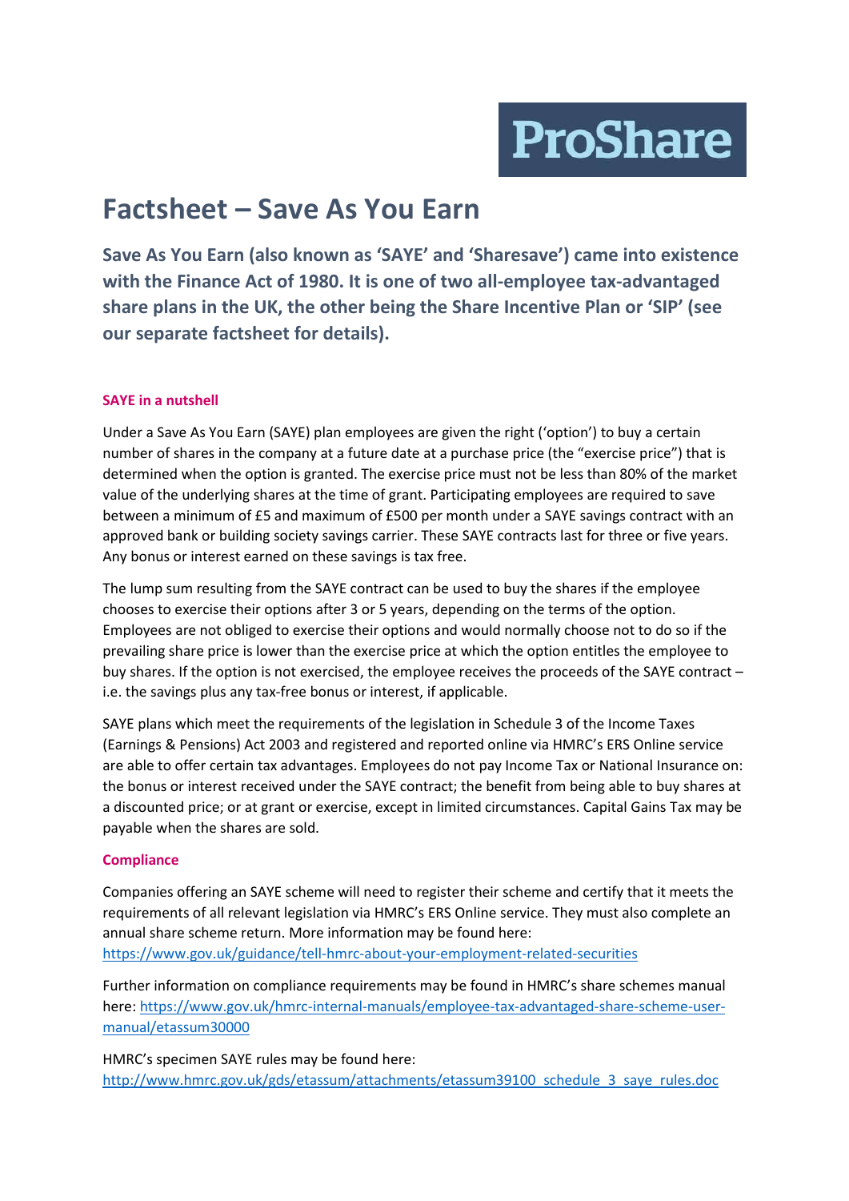ProShare

# Factsheet – Save As You Earn

**Save As You Earn (also known as 'SAYE' and 'Sharesave') came into existence with the Finance Act of 1980. It is one of two all-employee tax-advantaged share plans in the UK, the other being the Share Incentive Plan or 'SIP' (see our separate factsheet for details).**

## SAYE in a nutshell

Under a Save As You Earn (SAYE) plan employees are given the right ('option') to buy a certain number of shares in the company at a future date at a purchase price (the "exercise price") that is determined when the option is granted. The exercise price must not be less than 80% of the market value of the underlying shares at the time of grant. Participating employees are required to save between a minimum of £5 and maximum of £500 per month under a SAYE savings contract with an approved bank or building society savings carrier. These SAYE contracts last for three or five years. Any bonus or interest earned on these savings is tax free.

The lump sum resulting from the SAYE contract can be used to buy the shares if the employee chooses to exercise their options after 3 or 5 years, depending on the terms of the option. Employees are not obliged to exercise their options and would normally choose not to do so if the prevailing share price is lower than the exercise price at which the option entitles the employee to buy shares. If the option is not exercised, the employee receives the proceeds of the SAYE contract – i.e. the savings plus any tax-free bonus or interest, if applicable.

SAYE plans which meet the requirements of the legislation in Schedule 3 of the Income Taxes (Earnings & Pensions) Act 2003 and registered and reported online via HMRC's ERS Online service are able to offer certain tax advantages. Employees do not pay Income Tax or National Insurance on: the bonus or interest received under the SAYE contract; the benefit from being able to buy shares at a discounted price; or at grant or exercise, except in limited circumstances. Capital Gains Tax may be payable when the shares are sold.

## Compliance

Companies offering an SAYE scheme will need to register their scheme and certify that it meets the requirements of all relevant legislation via HMRC's ERS Online service. They must also complete an annual share scheme return. More information may be found here: https://www.gov.uk/guidance/tell-hmrc-about-your-employment-related-securities

Further information on compliance requirements may be found in HMRC's share schemes manual here: https://www.gov.uk/hmrc-internal-manuals/employee-tax-advantaged-share-scheme-user-manual/etassum30000

HMRC's specimen SAYE rules may be found here: http://www.hmrc.gov.uk/gds/etassum/attachments/etassum39100_schedule_3_saye_rules.doc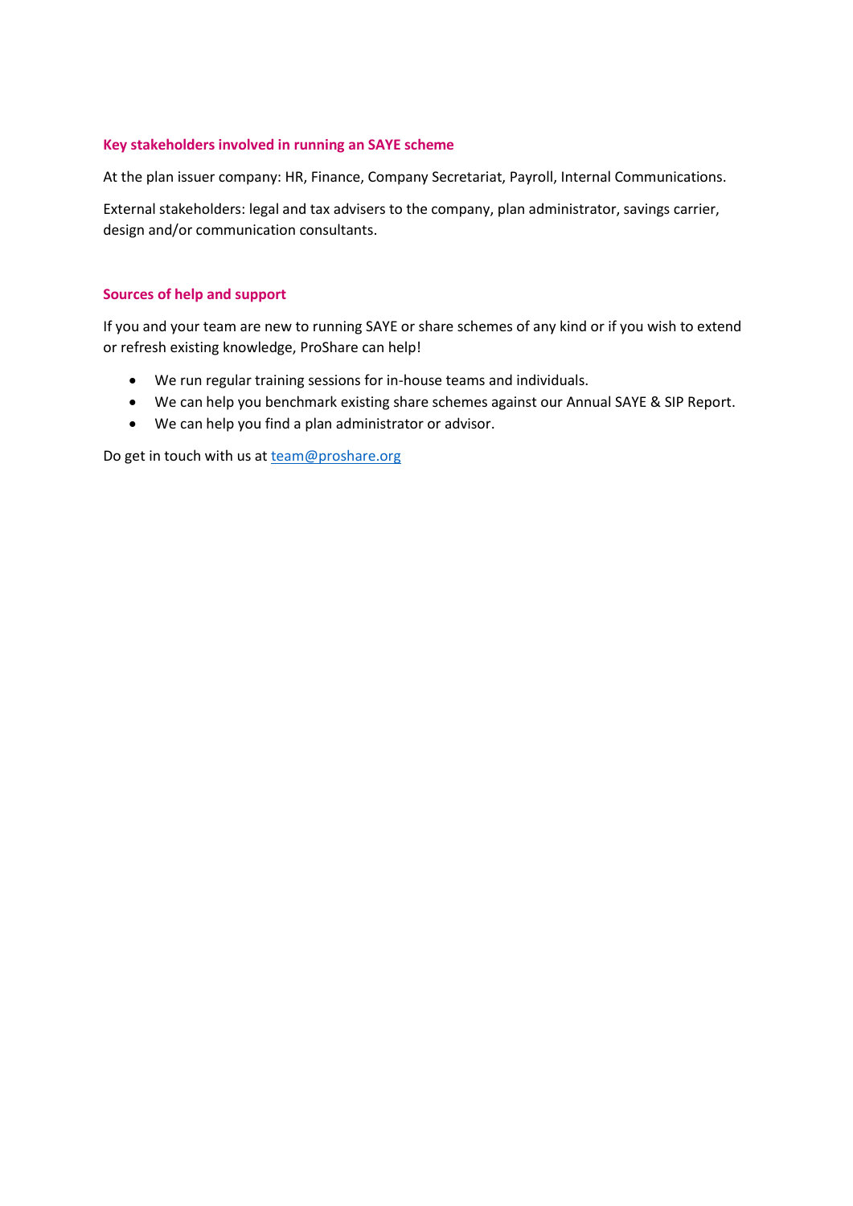### Key stakeholders involved in running an SAYE scheme

At the plan issuer company: HR, Finance, Company Secretariat, Payroll, Internal Communications.

External stakeholders: legal and tax advisers to the company, plan administrator, savings carrier, design and/or communication consultants.

### Sources of help and support

If you and your team are new to running SAYE or share schemes of any kind or if you wish to extend or refresh existing knowledge, ProShare can help!

- We run regular training sessions for in-house teams and individuals.
- We can help you benchmark existing share schemes against our Annual SAYE & SIP Report.
- We can help you find a plan administrator or advisor.

Do get in touch with us at [team@proshare.org](mailto:team@proshare.org)